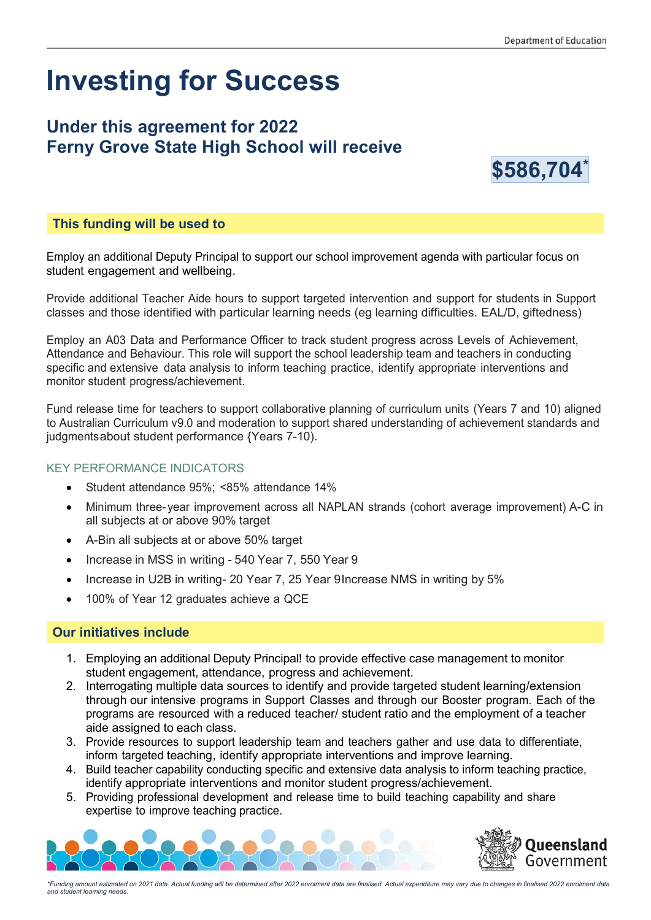# Investing for Success

## Under this agreement for 2022 Ferny Grove State High School will receive

**$586,704***

### This funding will be used to

Employ an additional Deputy Principal to support our school improvement agenda with particular focus on student engagement and wellbeing.

Provide additional Teacher Aide hours to support targeted intervention and support for students in Support classes and those identified with particular learning needs (eg learning difficulties. EAL/D, giftedness)

Employ an A03 Data and Performance Officer to track student progress across Levels of Achievement, Attendance and Behaviour. This role will support the school leadership team and teachers in conducting specific and extensive data analysis to inform teaching practice, identify appropriate interventions and monitor student progress/achievement.

Fund release time for teachers to support collaborative planning of curriculum units (Years 7 and 10) aligned to Australian Curriculum v9.0 and moderation to support shared understanding of achievement standards and judgmentsabout student performance {Years 7-10).

#### KEY PERFORMANCE INDICATORS

- Student attendance 95%; <85% attendance 14%
- Minimum three-year improvement across all NAPLAN strands (cohort average improvement) A-C in all subjects at or above 90% target
- A-Bin all subjects at or above 50% target
- Increase in MSS in writing - 540 Year 7, 550 Year 9
- Increase in U2B in writing- 20 Year 7, 25 Year 9Increase NMS in writing by 5%
- 100% of Year 12 graduates achieve a QCE

### Our initiatives include

1. Employing an additional Deputy Principal! to provide effective case management to monitor student engagement, attendance, progress and achievement.
2. Interrogating multiple data sources to identify and provide targeted student learning/extension through our intensive programs in Support Classes and through our Booster program. Each of the programs are resourced with a reduced teacher/ student ratio and the employment of a teacher aide assigned to each class.
3. Provide resources to support leadership team and teachers gather and use data to differentiate, inform targeted teaching, identify appropriate interventions and improve learning.
4. Build teacher capability conducting specific and extensive data analysis to inform teaching practice, identify appropriate interventions and monitor student progress/achievement.
5. Providing professional development and release time to build teaching capability and share expertise to improve teaching practice.

*\*Funding amount estimated on 2021 data. Actual funding will be determined after 2022 enrolment data are finalised. Actual expenditure may vary due to changes in finalised 2022 enrolment data and student learning needs.*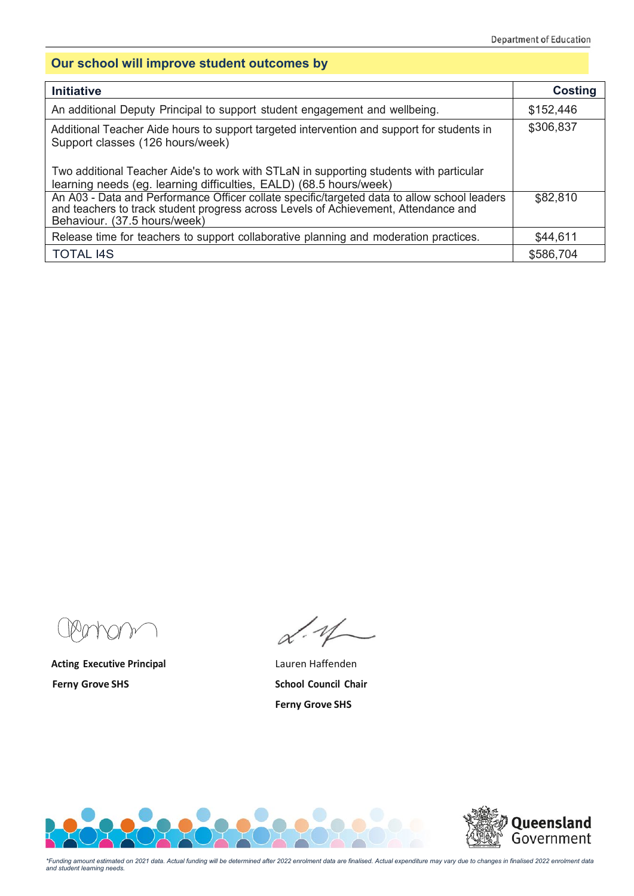## Our school will improve student outcomes by

| Initiative | Costing |
|---|---|
| An additional Deputy Principal to support student engagement and wellbeing. | $152,446 |
| Additional Teacher Aide hours to support targeted intervention and support for students in Support classes (126 hours/week)<br><br>Two additional Teacher Aide's to work with STLaN in supporting students with particular learning needs (eg. learning difficulties, EALD) (68.5 hours/week) | $306,837 |
| An A03 - Data and Performance Officer collate specific/targeted data to allow school leaders and teachers to track student progress across Levels of Achievement, Attendance and Behaviour. (37.5 hours/week) | $82,810 |
| Release time for teachers to support collaborative planning and moderation practices. | $44,611 |
| TOTAL I4S | $586,704 |

**Acting Executive Principal**
**Ferny Grove SHS**

Lauren Haffenden
**School Council Chair**
**Ferny Grove SHS**

*\*Funding amount estimated on 2021 data. Actual funding will be determined after 2022 enrolment data are finalised. Actual expenditure may vary due to changes in finalised 2022 enrolment data and student learning needs.*